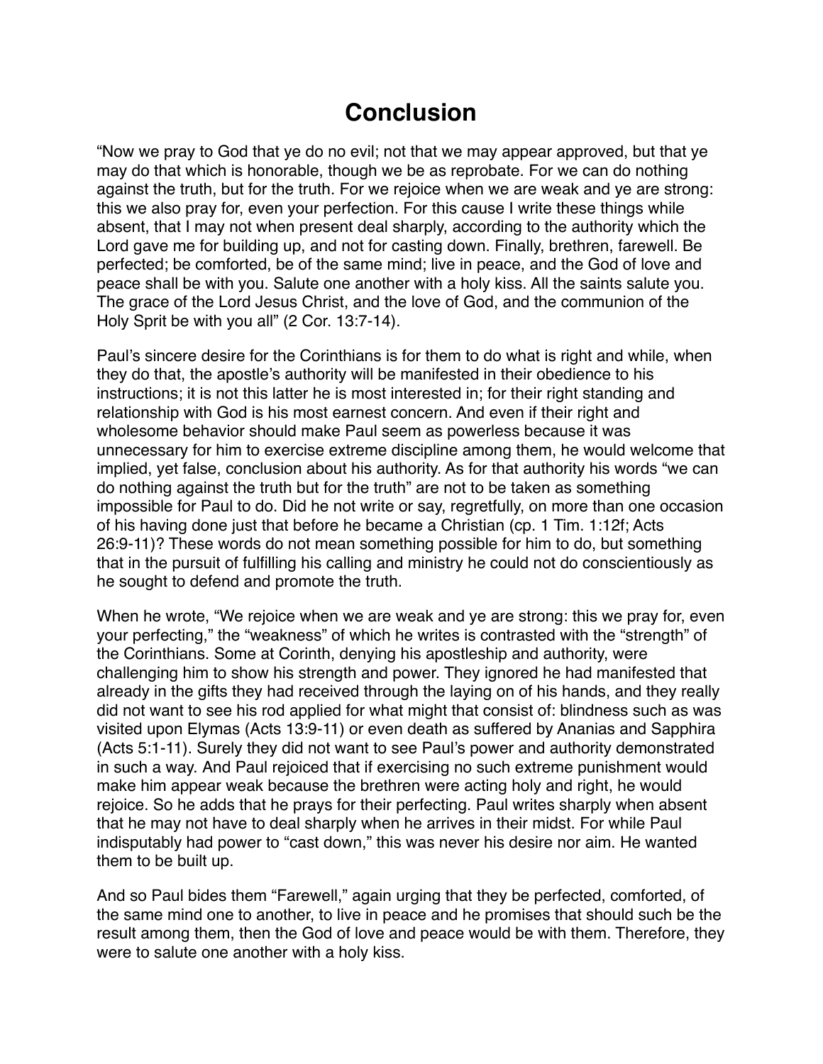# Conclusion

"Now we pray to God that ye do no evil; not that we may appear approved, but that ye may do that which is honorable, though we be as reprobate. For we can do nothing against the truth, but for the truth. For we rejoice when we are weak and ye are strong: this we also pray for, even your perfection. For this cause I write these things while absent, that I may not when present deal sharply, according to the authority which the Lord gave me for building up, and not for casting down. Finally, brethren, farewell. Be perfected; be comforted, be of the same mind; live in peace, and the God of love and peace shall be with you. Salute one another with a holy kiss. All the saints salute you. The grace of the Lord Jesus Christ, and the love of God, and the communion of the Holy Sprit be with you all" (2 Cor. 13:7-14).

Paul's sincere desire for the Corinthians is for them to do what is right and while, when they do that, the apostle's authority will be manifested in their obedience to his instructions; it is not this latter he is most interested in; for their right standing and relationship with God is his most earnest concern. And even if their right and wholesome behavior should make Paul seem as powerless because it was unnecessary for him to exercise extreme discipline among them, he would welcome that implied, yet false, conclusion about his authority. As for that authority his words "we can do nothing against the truth but for the truth" are not to be taken as something impossible for Paul to do. Did he not write or say, regretfully, on more than one occasion of his having done just that before he became a Christian (cp. 1 Tim. 1:12f; Acts 26:9-11)? These words do not mean something possible for him to do, but something that in the pursuit of fulfilling his calling and ministry he could not do conscientiously as he sought to defend and promote the truth.

When he wrote, "We rejoice when we are weak and ye are strong: this we pray for, even your perfecting," the "weakness" of which he writes is contrasted with the "strength" of the Corinthians. Some at Corinth, denying his apostleship and authority, were challenging him to show his strength and power. They ignored he had manifested that already in the gifts they had received through the laying on of his hands, and they really did not want to see his rod applied for what might that consist of: blindness such as was visited upon Elymas (Acts 13:9-11) or even death as suffered by Ananias and Sapphira (Acts 5:1-11). Surely they did not want to see Paul's power and authority demonstrated in such a way. And Paul rejoiced that if exercising no such extreme punishment would make him appear weak because the brethren were acting holy and right, he would rejoice. So he adds that he prays for their perfecting. Paul writes sharply when absent that he may not have to deal sharply when he arrives in their midst. For while Paul indisputably had power to "cast down," this was never his desire nor aim. He wanted them to be built up.

And so Paul bides them "Farewell," again urging that they be perfected, comforted, of the same mind one to another, to live in peace and he promises that should such be the result among them, then the God of love and peace would be with them. Therefore, they were to salute one another with a holy kiss.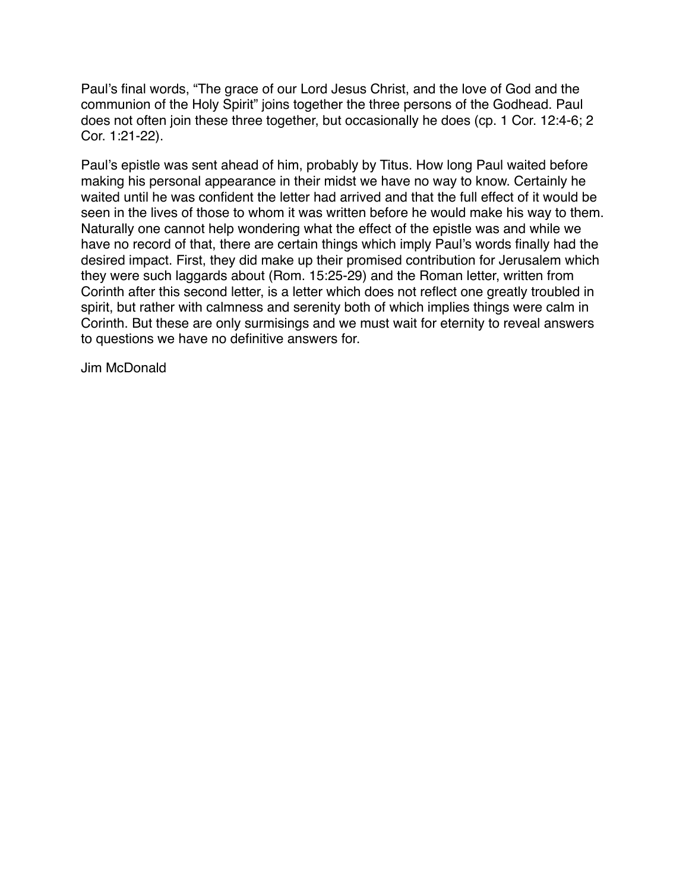Paul's final words, "The grace of our Lord Jesus Christ, and the love of God and the communion of the Holy Spirit" joins together the three persons of the Godhead. Paul does not often join these three together, but occasionally he does (cp. 1 Cor. 12:4-6; 2 Cor. 1:21-22).

Paul's epistle was sent ahead of him, probably by Titus. How long Paul waited before making his personal appearance in their midst we have no way to know. Certainly he waited until he was confident the letter had arrived and that the full effect of it would be seen in the lives of those to whom it was written before he would make his way to them. Naturally one cannot help wondering what the effect of the epistle was and while we have no record of that, there are certain things which imply Paul's words finally had the desired impact. First, they did make up their promised contribution for Jerusalem which they were such laggards about (Rom. 15:25-29) and the Roman letter, written from Corinth after this second letter, is a letter which does not reflect one greatly troubled in spirit, but rather with calmness and serenity both of which implies things were calm in Corinth. But these are only surmisings and we must wait for eternity to reveal answers to questions we have no definitive answers for.

Jim McDonald